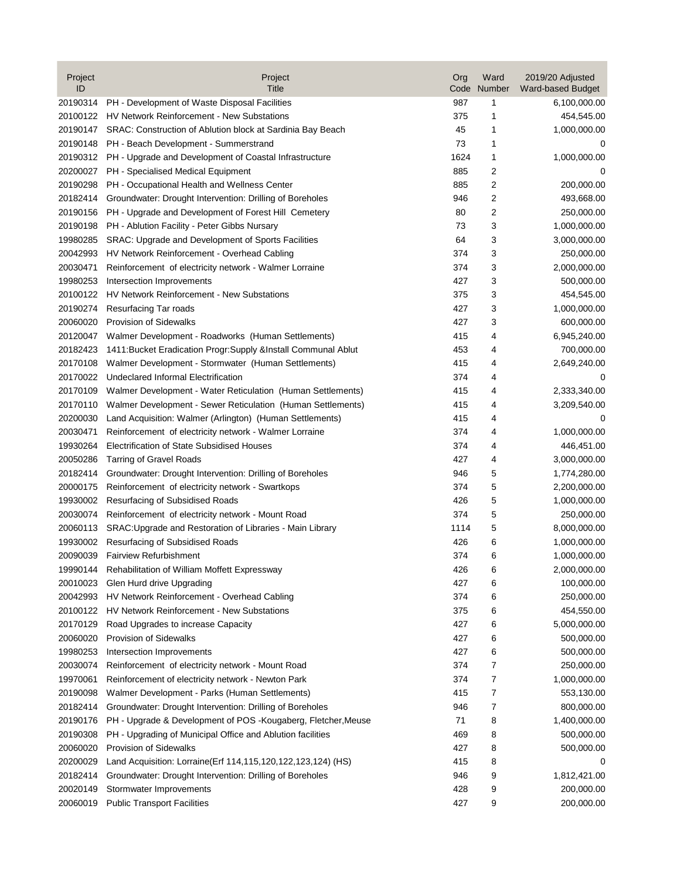| Project ID | Project Title | Org Code | Ward Number | 2019/20 Adjusted Ward-based Budget |
|---|---|---|---|---|
| 20190314 | PH - Development of Waste Disposal Facilities | 987 | 1 | 6,100,000.00 |
| 20100122 | HV Network Reinforcement - New Substations | 375 | 1 | 454,545.00 |
| 20190147 | SRAC: Construction of Ablution block at Sardinia Bay Beach | 45 | 1 | 1,000,000.00 |
| 20190148 | PH - Beach Development - Summerstrand | 73 | 1 | 0 |
| 20190312 | PH - Upgrade and Development of Coastal Infrastructure | 1624 | 1 | 1,000,000.00 |
| 20200027 | PH - Specialised Medical Equipment | 885 | 2 | 0 |
| 20190298 | PH - Occupational Health and Wellness Center | 885 | 2 | 200,000.00 |
| 20182414 | Groundwater: Drought Intervention: Drilling of Boreholes | 946 | 2 | 493,668.00 |
| 20190156 | PH - Upgrade and Development of Forest Hill Cemetery | 80 | 2 | 250,000.00 |
| 20190198 | PH - Ablution Facility - Peter Gibbs Nursary | 73 | 3 | 1,000,000.00 |
| 19980285 | SRAC: Upgrade and Development of Sports Facilities | 64 | 3 | 3,000,000.00 |
| 20042993 | HV Network Reinforcement - Overhead Cabling | 374 | 3 | 250,000.00 |
| 20030471 | Reinforcement of electricity network - Walmer Lorraine | 374 | 3 | 2,000,000.00 |
| 19980253 | Intersection Improvements | 427 | 3 | 500,000.00 |
| 20100122 | HV Network Reinforcement - New Substations | 375 | 3 | 454,545.00 |
| 20190274 | Resurfacing Tar roads | 427 | 3 | 1,000,000.00 |
| 20060020 | Provision of Sidewalks | 427 | 3 | 600,000.00 |
| 20120047 | Walmer Development - Roadworks (Human Settlements) | 415 | 4 | 6,945,240.00 |
| 20182423 | 1411:Bucket Eradication Progr:Supply &Install Communal Ablut | 453 | 4 | 700,000.00 |
| 20170108 | Walmer Development - Stormwater (Human Settlements) | 415 | 4 | 2,649,240.00 |
| 20170022 | Undeclared Informal Electrification | 374 | 4 | 0 |
| 20170109 | Walmer Development - Water Reticulation (Human Settlements) | 415 | 4 | 2,333,340.00 |
| 20170110 | Walmer Development - Sewer Reticulation (Human Settlements) | 415 | 4 | 3,209,540.00 |
| 20200030 | Land Acquisition: Walmer (Arlington) (Human Settlements) | 415 | 4 | 0 |
| 20030471 | Reinforcement of electricity network - Walmer Lorraine | 374 | 4 | 1,000,000.00 |
| 19930264 | Electrification of State Subsidised Houses | 374 | 4 | 446,451.00 |
| 20050286 | Tarring of Gravel Roads | 427 | 4 | 3,000,000.00 |
| 20182414 | Groundwater: Drought Intervention: Drilling of Boreholes | 946 | 5 | 1,774,280.00 |
| 20000175 | Reinforcement of electricity network - Swartkops | 374 | 5 | 2,200,000.00 |
| 19930002 | Resurfacing of Subsidised Roads | 426 | 5 | 1,000,000.00 |
| 20030074 | Reinforcement of electricity network - Mount Road | 374 | 5 | 250,000.00 |
| 20060113 | SRAC:Upgrade and Restoration of Libraries - Main Library | 1114 | 5 | 8,000,000.00 |
| 19930002 | Resurfacing of Subsidised Roads | 426 | 6 | 1,000,000.00 |
| 20090039 | Fairview Refurbishment | 374 | 6 | 1,000,000.00 |
| 19990144 | Rehabilitation of William Moffett Expressway | 426 | 6 | 2,000,000.00 |
| 20010023 | Glen Hurd drive Upgrading | 427 | 6 | 100,000.00 |
| 20042993 | HV Network Reinforcement - Overhead Cabling | 374 | 6 | 250,000.00 |
| 20100122 | HV Network Reinforcement - New Substations | 375 | 6 | 454,550.00 |
| 20170129 | Road Upgrades to increase Capacity | 427 | 6 | 5,000,000.00 |
| 20060020 | Provision of Sidewalks | 427 | 6 | 500,000.00 |
| 19980253 | Intersection Improvements | 427 | 6 | 500,000.00 |
| 20030074 | Reinforcement of electricity network - Mount Road | 374 | 7 | 250,000.00 |
| 19970061 | Reinforcement of electricity network - Newton Park | 374 | 7 | 1,000,000.00 |
| 20190098 | Walmer Development - Parks (Human Settlements) | 415 | 7 | 553,130.00 |
| 20182414 | Groundwater: Drought Intervention: Drilling of Boreholes | 946 | 7 | 800,000.00 |
| 20190176 | PH - Upgrade & Development of POS -Kougaberg, Fletcher,Meuse | 71 | 8 | 1,400,000.00 |
| 20190308 | PH - Upgrading of Municipal Office and Ablution facilities | 469 | 8 | 500,000.00 |
| 20060020 | Provision of Sidewalks | 427 | 8 | 500,000.00 |
| 20200029 | Land Acquisition: Lorraine(Erf 114,115,120,122,123,124) (HS) | 415 | 8 | 0 |
| 20182414 | Groundwater: Drought Intervention: Drilling of Boreholes | 946 | 9 | 1,812,421.00 |
| 20020149 | Stormwater Improvements | 428 | 9 | 200,000.00 |
| 20060019 | Public Transport Facilities | 427 | 9 | 200,000.00 |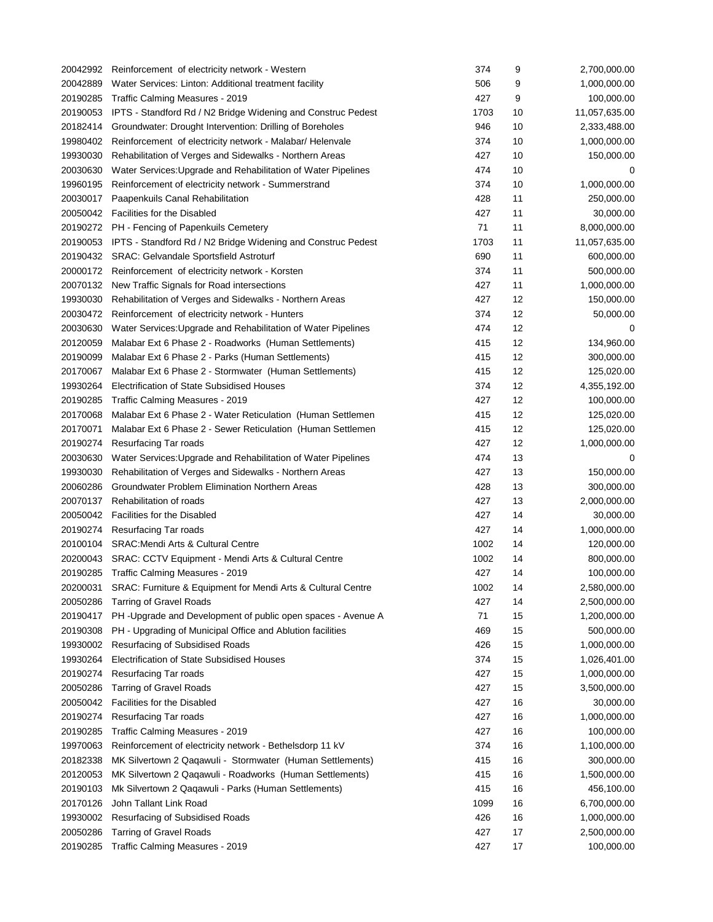| | | | | |
|---|---|---|---|---|
| 20042992 | Reinforcement of electricity network - Western | 374 | 9 | 2,700,000.00 |
| 20042889 | Water Services: Linton: Additional treatment facility | 506 | 9 | 1,000,000.00 |
| 20190285 | Traffic Calming Measures - 2019 | 427 | 9 | 100,000.00 |
| 20190053 | IPTS - Standford Rd / N2 Bridge Widening and Construc Pedest | 1703 | 10 | 11,057,635.00 |
| 20182414 | Groundwater: Drought Intervention: Drilling of Boreholes | 946 | 10 | 2,333,488.00 |
| 19980402 | Reinforcement of electricity network - Malabar/ Helenvale | 374 | 10 | 1,000,000.00 |
| 19930030 | Rehabilitation of Verges and Sidewalks - Northern Areas | 427 | 10 | 150,000.00 |
| 20030630 | Water Services:Upgrade and Rehabilitation of Water Pipelines | 474 | 10 | 0 |
| 19960195 | Reinforcement of electricity network - Summerstrand | 374 | 10 | 1,000,000.00 |
| 20030017 | Paapenkuils Canal Rehabilitation | 428 | 11 | 250,000.00 |
| 20050042 | Facilities for the Disabled | 427 | 11 | 30,000.00 |
| 20190272 | PH - Fencing of Papenkuils Cemetery | 71 | 11 | 8,000,000.00 |
| 20190053 | IPTS - Standford Rd / N2 Bridge Widening and Construc Pedest | 1703 | 11 | 11,057,635.00 |
| 20190432 | SRAC: Gelvandale Sportsfield Astroturf | 690 | 11 | 600,000.00 |
| 20000172 | Reinforcement of electricity network - Korsten | 374 | 11 | 500,000.00 |
| 20070132 | New Traffic Signals for Road intersections | 427 | 11 | 1,000,000.00 |
| 19930030 | Rehabilitation of Verges and Sidewalks - Northern Areas | 427 | 12 | 150,000.00 |
| 20030472 | Reinforcement of electricity network - Hunters | 374 | 12 | 50,000.00 |
| 20030630 | Water Services:Upgrade and Rehabilitation of Water Pipelines | 474 | 12 | 0 |
| 20120059 | Malabar Ext 6 Phase 2 - Roadworks (Human Settlements) | 415 | 12 | 134,960.00 |
| 20190099 | Malabar Ext 6 Phase 2 - Parks (Human Settlements) | 415 | 12 | 300,000.00 |
| 20170067 | Malabar Ext 6 Phase 2 - Stormwater (Human Settlements) | 415 | 12 | 125,020.00 |
| 19930264 | Electrification of State Subsidised Houses | 374 | 12 | 4,355,192.00 |
| 20190285 | Traffic Calming Measures - 2019 | 427 | 12 | 100,000.00 |
| 20170068 | Malabar Ext 6 Phase 2 - Water Reticulation (Human Settlemen | 415 | 12 | 125,020.00 |
| 20170071 | Malabar Ext 6 Phase 2 - Sewer Reticulation (Human Settlemen | 415 | 12 | 125,020.00 |
| 20190274 | Resurfacing Tar roads | 427 | 12 | 1,000,000.00 |
| 20030630 | Water Services:Upgrade and Rehabilitation of Water Pipelines | 474 | 13 | 0 |
| 19930030 | Rehabilitation of Verges and Sidewalks - Northern Areas | 427 | 13 | 150,000.00 |
| 20060286 | Groundwater Problem Elimination Northern Areas | 428 | 13 | 300,000.00 |
| 20070137 | Rehabilitation of roads | 427 | 13 | 2,000,000.00 |
| 20050042 | Facilities for the Disabled | 427 | 14 | 30,000.00 |
| 20190274 | Resurfacing Tar roads | 427 | 14 | 1,000,000.00 |
| 20100104 | SRAC:Mendi Arts & Cultural Centre | 1002 | 14 | 120,000.00 |
| 20200043 | SRAC: CCTV Equipment - Mendi Arts & Cultural Centre | 1002 | 14 | 800,000.00 |
| 20190285 | Traffic Calming Measures - 2019 | 427 | 14 | 100,000.00 |
| 20200031 | SRAC: Furniture & Equipment for Mendi Arts & Cultural Centre | 1002 | 14 | 2,580,000.00 |
| 20050286 | Tarring of Gravel Roads | 427 | 14 | 2,500,000.00 |
| 20190417 | PH -Upgrade and Development of public open spaces - Avenue A | 71 | 15 | 1,200,000.00 |
| 20190308 | PH - Upgrading of Municipal Office and Ablution facilities | 469 | 15 | 500,000.00 |
| 19930002 | Resurfacing of Subsidised Roads | 426 | 15 | 1,000,000.00 |
| 19930264 | Electrification of State Subsidised Houses | 374 | 15 | 1,026,401.00 |
| 20190274 | Resurfacing Tar roads | 427 | 15 | 1,000,000.00 |
| 20050286 | Tarring of Gravel Roads | 427 | 15 | 3,500,000.00 |
| 20050042 | Facilities for the Disabled | 427 | 16 | 30,000.00 |
| 20190274 | Resurfacing Tar roads | 427 | 16 | 1,000,000.00 |
| 20190285 | Traffic Calming Measures - 2019 | 427 | 16 | 100,000.00 |
| 19970063 | Reinforcement of electricity network - Bethelsdorp 11 kV | 374 | 16 | 1,100,000.00 |
| 20182338 | MK Silvertown 2 Qaqawuli - Stormwater (Human Settlements) | 415 | 16 | 300,000.00 |
| 20120053 | MK Silvertown 2 Qaqawuli - Roadworks (Human Settlements) | 415 | 16 | 1,500,000.00 |
| 20190103 | Mk Silvertown 2 Qaqawuli - Parks (Human Settlements) | 415 | 16 | 456,100.00 |
| 20170126 | John Tallant Link Road | 1099 | 16 | 6,700,000.00 |
| 19930002 | Resurfacing of Subsidised Roads | 426 | 16 | 1,000,000.00 |
| 20050286 | Tarring of Gravel Roads | 427 | 17 | 2,500,000.00 |
| 20190285 | Traffic Calming Measures - 2019 | 427 | 17 | 100,000.00 |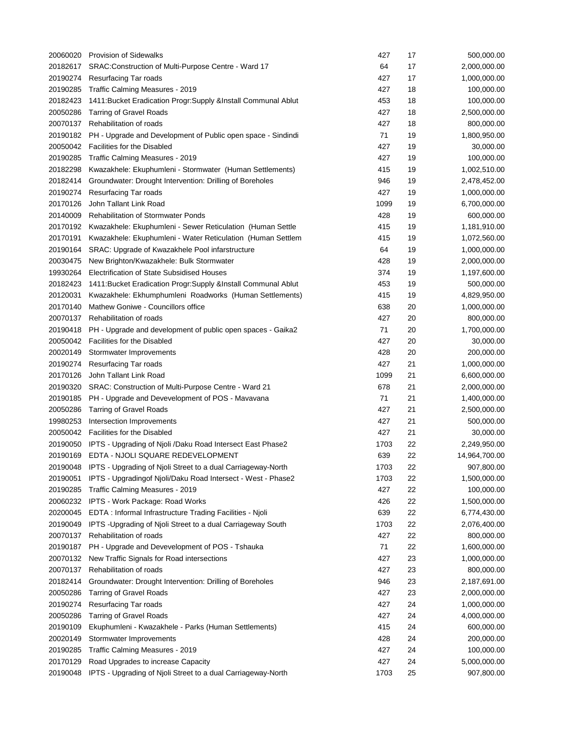| | | | | |
|---|---|---|---|---|
| 20060020 | Provision of Sidewalks | 427 | 17 | 500,000.00 |
| 20182617 | SRAC:Construction of Multi-Purpose Centre - Ward 17 | 64 | 17 | 2,000,000.00 |
| 20190274 | Resurfacing Tar roads | 427 | 17 | 1,000,000.00 |
| 20190285 | Traffic Calming Measures - 2019 | 427 | 18 | 100,000.00 |
| 20182423 | 1411:Bucket Eradication Progr:Supply &Install Communal Ablut | 453 | 18 | 100,000.00 |
| 20050286 | Tarring of Gravel Roads | 427 | 18 | 2,500,000.00 |
| 20070137 | Rehabilitation of roads | 427 | 18 | 800,000.00 |
| 20190182 | PH - Upgrade and Development of Public open space - Sindindi | 71 | 19 | 1,800,950.00 |
| 20050042 | Facilities for the Disabled | 427 | 19 | 30,000.00 |
| 20190285 | Traffic Calming Measures - 2019 | 427 | 19 | 100,000.00 |
| 20182298 | Kwazakhele: Ekuphumleni - Stormwater (Human Settlements) | 415 | 19 | 1,002,510.00 |
| 20182414 | Groundwater: Drought Intervention: Drilling of Boreholes | 946 | 19 | 2,478,452.00 |
| 20190274 | Resurfacing Tar roads | 427 | 19 | 1,000,000.00 |
| 20170126 | John Tallant Link Road | 1099 | 19 | 6,700,000.00 |
| 20140009 | Rehabilitation of Stormwater Ponds | 428 | 19 | 600,000.00 |
| 20170192 | Kwazakhele: Ekuphumleni - Sewer Reticulation (Human Settle | 415 | 19 | 1,181,910.00 |
| 20170191 | Kwazakhele: Ekuphumleni - Water Reticulation (Human Settlem | 415 | 19 | 1,072,560.00 |
| 20190164 | SRAC: Upgrade of Kwazakhele Pool infarstructure | 64 | 19 | 1,000,000.00 |
| 20030475 | New Brighton/Kwazakhele: Bulk Stormwater | 428 | 19 | 2,000,000.00 |
| 19930264 | Electrification of State Subsidised Houses | 374 | 19 | 1,197,600.00 |
| 20182423 | 1411:Bucket Eradication Progr:Supply &Install Communal Ablut | 453 | 19 | 500,000.00 |
| 20120031 | Kwazakhele: Ekhumphumleni Roadworks (Human Settlements) | 415 | 19 | 4,829,950.00 |
| 20170140 | Mathew Goniwe - Councillors office | 638 | 20 | 1,000,000.00 |
| 20070137 | Rehabilitation of roads | 427 | 20 | 800,000.00 |
| 20190418 | PH - Upgrade and development of public open spaces - Gaika2 | 71 | 20 | 1,700,000.00 |
| 20050042 | Facilities for the Disabled | 427 | 20 | 30,000.00 |
| 20020149 | Stormwater Improvements | 428 | 20 | 200,000.00 |
| 20190274 | Resurfacing Tar roads | 427 | 21 | 1,000,000.00 |
| 20170126 | John Tallant Link Road | 1099 | 21 | 6,600,000.00 |
| 20190320 | SRAC: Construction of Multi-Purpose Centre - Ward 21 | 678 | 21 | 2,000,000.00 |
| 20190185 | PH - Upgrade and Devevelopment of POS - Mavavana | 71 | 21 | 1,400,000.00 |
| 20050286 | Tarring of Gravel Roads | 427 | 21 | 2,500,000.00 |
| 19980253 | Intersection Improvements | 427 | 21 | 500,000.00 |
| 20050042 | Facilities for the Disabled | 427 | 21 | 30,000.00 |
| 20190050 | IPTS - Upgrading of Njoli /Daku Road Intersect East Phase2 | 1703 | 22 | 2,249,950.00 |
| 20190169 | EDTA - NJOLI SQUARE REDEVELOPMENT | 639 | 22 | 14,964,700.00 |
| 20190048 | IPTS - Upgrading of Njoli Street to a dual Carriageway-North | 1703 | 22 | 907,800.00 |
| 20190051 | IPTS - Upgradingof Njoli/Daku Road Intersect - West - Phase2 | 1703 | 22 | 1,500,000.00 |
| 20190285 | Traffic Calming Measures - 2019 | 427 | 22 | 100,000.00 |
| 20060232 | IPTS - Work Package: Road Works | 426 | 22 | 1,500,000.00 |
| 20200045 | EDTA : Informal Infrastructure Trading Facilities - Njoli | 639 | 22 | 6,774,430.00 |
| 20190049 | IPTS -Upgrading of Njoli Street to a dual Carriageway South | 1703 | 22 | 2,076,400.00 |
| 20070137 | Rehabilitation of roads | 427 | 22 | 800,000.00 |
| 20190187 | PH - Upgrade and Devevelopment of POS - Tshauka | 71 | 22 | 1,600,000.00 |
| 20070132 | New Traffic Signals for Road intersections | 427 | 23 | 1,000,000.00 |
| 20070137 | Rehabilitation of roads | 427 | 23 | 800,000.00 |
| 20182414 | Groundwater: Drought Intervention: Drilling of Boreholes | 946 | 23 | 2,187,691.00 |
| 20050286 | Tarring of Gravel Roads | 427 | 23 | 2,000,000.00 |
| 20190274 | Resurfacing Tar roads | 427 | 24 | 1,000,000.00 |
| 20050286 | Tarring of Gravel Roads | 427 | 24 | 4,000,000.00 |
| 20190109 | Ekuphumleni - Kwazakhele - Parks (Human Settlements) | 415 | 24 | 600,000.00 |
| 20020149 | Stormwater Improvements | 428 | 24 | 200,000.00 |
| 20190285 | Traffic Calming Measures - 2019 | 427 | 24 | 100,000.00 |
| 20170129 | Road Upgrades to increase Capacity | 427 | 24 | 5,000,000.00 |
| 20190048 | IPTS - Upgrading of Njoli Street to a dual Carriageway-North | 1703 | 25 | 907,800.00 |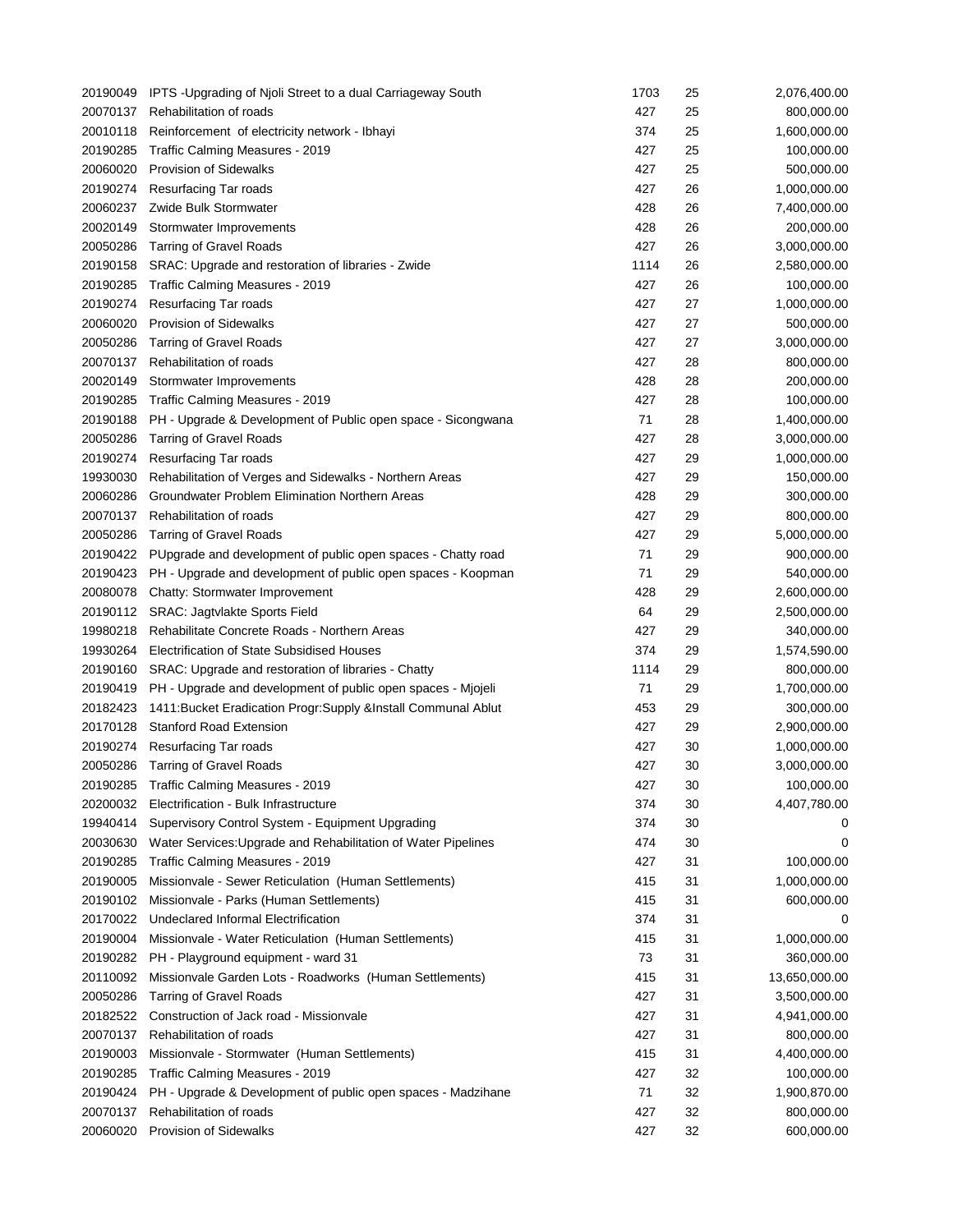| | | | | |
|---|---|---|---|---|
| 20190049 | IPTS -Upgrading of Njoli Street to a dual Carriageway South | 1703 | 25 | 2,076,400.00 |
| 20070137 | Rehabilitation of roads | 427 | 25 | 800,000.00 |
| 20010118 | Reinforcement of electricity network - Ibhayi | 374 | 25 | 1,600,000.00 |
| 20190285 | Traffic Calming Measures - 2019 | 427 | 25 | 100,000.00 |
| 20060020 | Provision of Sidewalks | 427 | 25 | 500,000.00 |
| 20190274 | Resurfacing Tar roads | 427 | 26 | 1,000,000.00 |
| 20060237 | Zwide Bulk Stormwater | 428 | 26 | 7,400,000.00 |
| 20020149 | Stormwater Improvements | 428 | 26 | 200,000.00 |
| 20050286 | Tarring of Gravel Roads | 427 | 26 | 3,000,000.00 |
| 20190158 | SRAC: Upgrade and restoration of libraries - Zwide | 1114 | 26 | 2,580,000.00 |
| 20190285 | Traffic Calming Measures - 2019 | 427 | 26 | 100,000.00 |
| 20190274 | Resurfacing Tar roads | 427 | 27 | 1,000,000.00 |
| 20060020 | Provision of Sidewalks | 427 | 27 | 500,000.00 |
| 20050286 | Tarring of Gravel Roads | 427 | 27 | 3,000,000.00 |
| 20070137 | Rehabilitation of roads | 427 | 28 | 800,000.00 |
| 20020149 | Stormwater Improvements | 428 | 28 | 200,000.00 |
| 20190285 | Traffic Calming Measures - 2019 | 427 | 28 | 100,000.00 |
| 20190188 | PH - Upgrade & Development of Public open space - Sicongwana | 71 | 28 | 1,400,000.00 |
| 20050286 | Tarring of Gravel Roads | 427 | 28 | 3,000,000.00 |
| 20190274 | Resurfacing Tar roads | 427 | 29 | 1,000,000.00 |
| 19930030 | Rehabilitation of Verges and Sidewalks - Northern Areas | 427 | 29 | 150,000.00 |
| 20060286 | Groundwater Problem Elimination Northern Areas | 428 | 29 | 300,000.00 |
| 20070137 | Rehabilitation of roads | 427 | 29 | 800,000.00 |
| 20050286 | Tarring of Gravel Roads | 427 | 29 | 5,000,000.00 |
| 20190422 | PUpgrade and development of public open spaces - Chatty road | 71 | 29 | 900,000.00 |
| 20190423 | PH - Upgrade and development of public open spaces - Koopman | 71 | 29 | 540,000.00 |
| 20080078 | Chatty: Stormwater Improvement | 428 | 29 | 2,600,000.00 |
| 20190112 | SRAC: Jagtvlakte Sports Field | 64 | 29 | 2,500,000.00 |
| 19980218 | Rehabilitate Concrete Roads - Northern Areas | 427 | 29 | 340,000.00 |
| 19930264 | Electrification of State Subsidised Houses | 374 | 29 | 1,574,590.00 |
| 20190160 | SRAC: Upgrade and restoration of libraries - Chatty | 1114 | 29 | 800,000.00 |
| 20190419 | PH - Upgrade and development of public open spaces - Mjojeli | 71 | 29 | 1,700,000.00 |
| 20182423 | 1411:Bucket Eradication Progr:Supply &Install Communal Ablut | 453 | 29 | 300,000.00 |
| 20170128 | Stanford Road Extension | 427 | 29 | 2,900,000.00 |
| 20190274 | Resurfacing Tar roads | 427 | 30 | 1,000,000.00 |
| 20050286 | Tarring of Gravel Roads | 427 | 30 | 3,000,000.00 |
| 20190285 | Traffic Calming Measures - 2019 | 427 | 30 | 100,000.00 |
| 20200032 | Electrification - Bulk Infrastructure | 374 | 30 | 4,407,780.00 |
| 19940414 | Supervisory Control System - Equipment Upgrading | 374 | 30 | 0 |
| 20030630 | Water Services:Upgrade and Rehabilitation of Water Pipelines | 474 | 30 | 0 |
| 20190285 | Traffic Calming Measures - 2019 | 427 | 31 | 100,000.00 |
| 20190005 | Missionvale - Sewer Reticulation (Human Settlements) | 415 | 31 | 1,000,000.00 |
| 20190102 | Missionvale - Parks (Human Settlements) | 415 | 31 | 600,000.00 |
| 20170022 | Undeclared Informal Electrification | 374 | 31 | 0 |
| 20190004 | Missionvale - Water Reticulation (Human Settlements) | 415 | 31 | 1,000,000.00 |
| 20190282 | PH - Playground equipment - ward 31 | 73 | 31 | 360,000.00 |
| 20110092 | Missionvale Garden Lots - Roadworks (Human Settlements) | 415 | 31 | 13,650,000.00 |
| 20050286 | Tarring of Gravel Roads | 427 | 31 | 3,500,000.00 |
| 20182522 | Construction of Jack road - Missionvale | 427 | 31 | 4,941,000.00 |
| 20070137 | Rehabilitation of roads | 427 | 31 | 800,000.00 |
| 20190003 | Missionvale - Stormwater (Human Settlements) | 415 | 31 | 4,400,000.00 |
| 20190285 | Traffic Calming Measures - 2019 | 427 | 32 | 100,000.00 |
| 20190424 | PH - Upgrade & Development of public open spaces - Madzihane | 71 | 32 | 1,900,870.00 |
| 20070137 | Rehabilitation of roads | 427 | 32 | 800,000.00 |
| 20060020 | Provision of Sidewalks | 427 | 32 | 600,000.00 |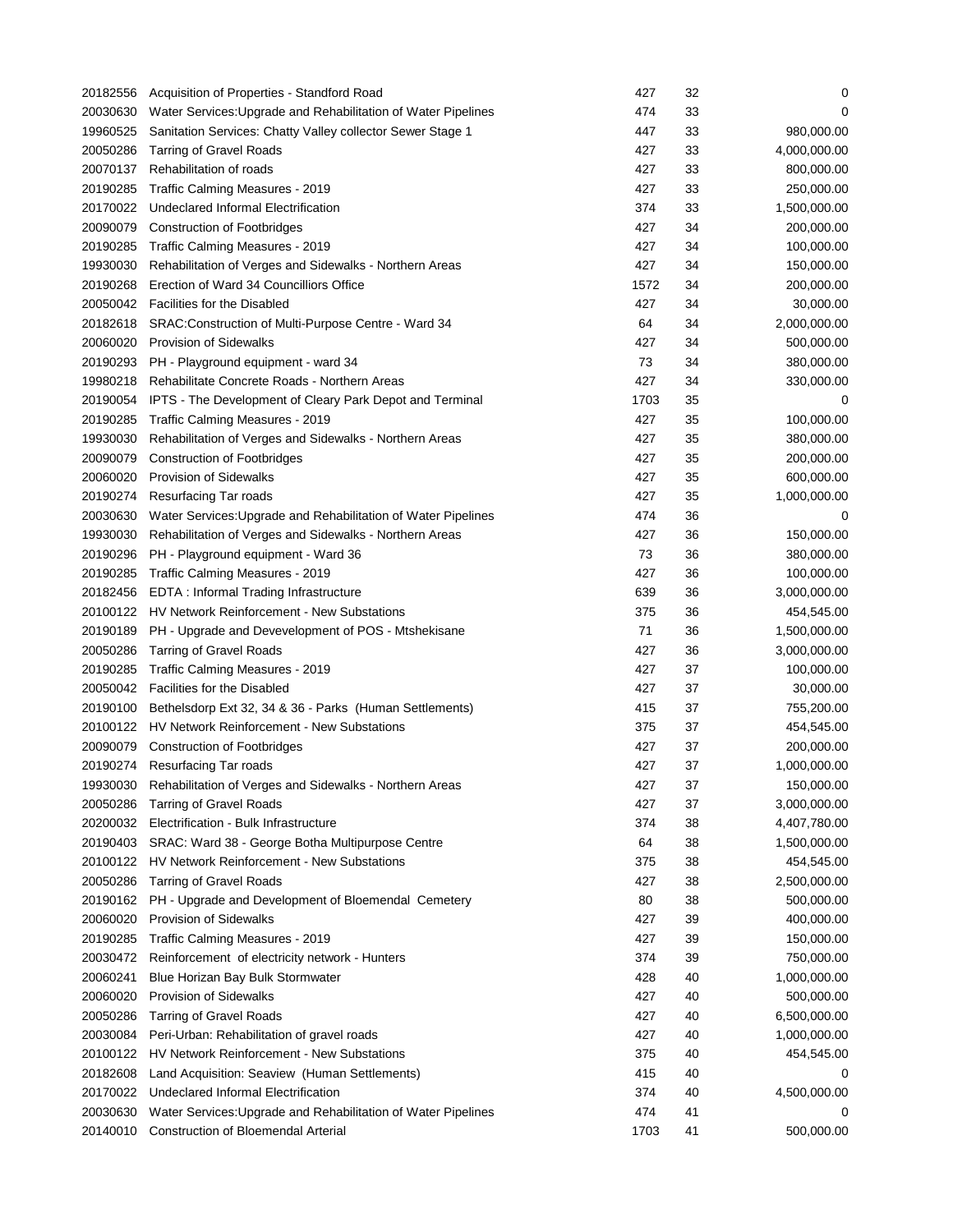| | | | | |
|---|---|---|---|---|
| 20182556 | Acquisition of Properties - Standford Road | 427 | 32 | 0 |
| 20030630 | Water Services:Upgrade and Rehabilitation of Water Pipelines | 474 | 33 | 0 |
| 19960525 | Sanitation Services: Chatty Valley collector Sewer Stage 1 | 447 | 33 | 980,000.00 |
| 20050286 | Tarring of Gravel Roads | 427 | 33 | 4,000,000.00 |
| 20070137 | Rehabilitation of roads | 427 | 33 | 800,000.00 |
| 20190285 | Traffic Calming Measures - 2019 | 427 | 33 | 250,000.00 |
| 20170022 | Undeclared Informal Electrification | 374 | 33 | 1,500,000.00 |
| 20090079 | Construction of Footbridges | 427 | 34 | 200,000.00 |
| 20190285 | Traffic Calming Measures - 2019 | 427 | 34 | 100,000.00 |
| 19930030 | Rehabilitation of Verges and Sidewalks - Northern Areas | 427 | 34 | 150,000.00 |
| 20190268 | Erection of Ward 34 Councilliors Office | 1572 | 34 | 200,000.00 |
| 20050042 | Facilities for the Disabled | 427 | 34 | 30,000.00 |
| 20182618 | SRAC:Construction of Multi-Purpose Centre - Ward 34 | 64 | 34 | 2,000,000.00 |
| 20060020 | Provision of Sidewalks | 427 | 34 | 500,000.00 |
| 20190293 | PH - Playground equipment - ward 34 | 73 | 34 | 380,000.00 |
| 19980218 | Rehabilitate Concrete Roads - Northern Areas | 427 | 34 | 330,000.00 |
| 20190054 | IPTS - The Development of Cleary Park Depot and Terminal | 1703 | 35 | 0 |
| 20190285 | Traffic Calming Measures - 2019 | 427 | 35 | 100,000.00 |
| 19930030 | Rehabilitation of Verges and Sidewalks - Northern Areas | 427 | 35 | 380,000.00 |
| 20090079 | Construction of Footbridges | 427 | 35 | 200,000.00 |
| 20060020 | Provision of Sidewalks | 427 | 35 | 600,000.00 |
| 20190274 | Resurfacing Tar roads | 427 | 35 | 1,000,000.00 |
| 20030630 | Water Services:Upgrade and Rehabilitation of Water Pipelines | 474 | 36 | 0 |
| 19930030 | Rehabilitation of Verges and Sidewalks - Northern Areas | 427 | 36 | 150,000.00 |
| 20190296 | PH - Playground equipment - Ward 36 | 73 | 36 | 380,000.00 |
| 20190285 | Traffic Calming Measures - 2019 | 427 | 36 | 100,000.00 |
| 20182456 | EDTA : Informal Trading Infrastructure | 639 | 36 | 3,000,000.00 |
| 20100122 | HV Network Reinforcement - New Substations | 375 | 36 | 454,545.00 |
| 20190189 | PH - Upgrade and Devevelopment of POS - Mtshekisane | 71 | 36 | 1,500,000.00 |
| 20050286 | Tarring of Gravel Roads | 427 | 36 | 3,000,000.00 |
| 20190285 | Traffic Calming Measures - 2019 | 427 | 37 | 100,000.00 |
| 20050042 | Facilities for the Disabled | 427 | 37 | 30,000.00 |
| 20190100 | Bethelsdorp Ext 32, 34 & 36 - Parks (Human Settlements) | 415 | 37 | 755,200.00 |
| 20100122 | HV Network Reinforcement - New Substations | 375 | 37 | 454,545.00 |
| 20090079 | Construction of Footbridges | 427 | 37 | 200,000.00 |
| 20190274 | Resurfacing Tar roads | 427 | 37 | 1,000,000.00 |
| 19930030 | Rehabilitation of Verges and Sidewalks - Northern Areas | 427 | 37 | 150,000.00 |
| 20050286 | Tarring of Gravel Roads | 427 | 37 | 3,000,000.00 |
| 20200032 | Electrification - Bulk Infrastructure | 374 | 38 | 4,407,780.00 |
| 20190403 | SRAC: Ward 38 - George Botha Multipurpose Centre | 64 | 38 | 1,500,000.00 |
| 20100122 | HV Network Reinforcement - New Substations | 375 | 38 | 454,545.00 |
| 20050286 | Tarring of Gravel Roads | 427 | 38 | 2,500,000.00 |
| 20190162 | PH - Upgrade and Development of Bloemendal Cemetery | 80 | 38 | 500,000.00 |
| 20060020 | Provision of Sidewalks | 427 | 39 | 400,000.00 |
| 20190285 | Traffic Calming Measures - 2019 | 427 | 39 | 150,000.00 |
| 20030472 | Reinforcement of electricity network - Hunters | 374 | 39 | 750,000.00 |
| 20060241 | Blue Horizan Bay Bulk Stormwater | 428 | 40 | 1,000,000.00 |
| 20060020 | Provision of Sidewalks | 427 | 40 | 500,000.00 |
| 20050286 | Tarring of Gravel Roads | 427 | 40 | 6,500,000.00 |
| 20030084 | Peri-Urban: Rehabilitation of gravel roads | 427 | 40 | 1,000,000.00 |
| 20100122 | HV Network Reinforcement - New Substations | 375 | 40 | 454,545.00 |
| 20182608 | Land Acquisition: Seaview (Human Settlements) | 415 | 40 | 0 |
| 20170022 | Undeclared Informal Electrification | 374 | 40 | 4,500,000.00 |
| 20030630 | Water Services:Upgrade and Rehabilitation of Water Pipelines | 474 | 41 | 0 |
| 20140010 | Construction of Bloemendal Arterial | 1703 | 41 | 500,000.00 |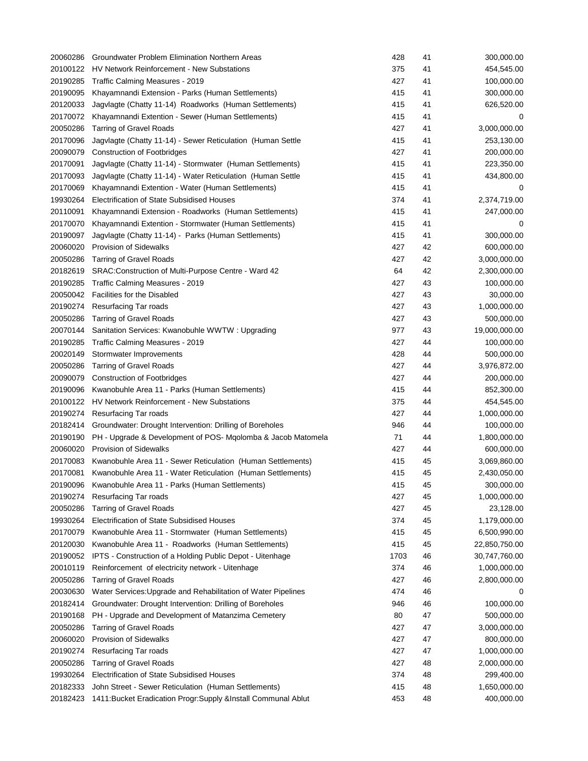| | | | | |
|---|---|---|---|---|
| 20060286 | Groundwater Problem Elimination Northern Areas | 428 | 41 | 300,000.00 |
| 20100122 | HV Network Reinforcement - New Substations | 375 | 41 | 454,545.00 |
| 20190285 | Traffic Calming Measures - 2019 | 427 | 41 | 100,000.00 |
| 20190095 | Khayamnandi Extension - Parks (Human Settlements) | 415 | 41 | 300,000.00 |
| 20120033 | Jagvlagte (Chatty 11-14) Roadworks (Human Settlements) | 415 | 41 | 626,520.00 |
| 20170072 | Khayamnandi Extention - Sewer (Human Settlements) | 415 | 41 | 0 |
| 20050286 | Tarring of Gravel Roads | 427 | 41 | 3,000,000.00 |
| 20170096 | Jagvlagte (Chatty 11-14) - Sewer Reticulation (Human Settle | 415 | 41 | 253,130.00 |
| 20090079 | Construction of Footbridges | 427 | 41 | 200,000.00 |
| 20170091 | Jagvlagte (Chatty 11-14) - Stormwater (Human Settlements) | 415 | 41 | 223,350.00 |
| 20170093 | Jagvlagte (Chatty 11-14) - Water Reticulation (Human Settle | 415 | 41 | 434,800.00 |
| 20170069 | Khayamnandi Extention - Water (Human Settlements) | 415 | 41 | 0 |
| 19930264 | Electrification of State Subsidised Houses | 374 | 41 | 2,374,719.00 |
| 20110091 | Khayamnandi Extension - Roadworks (Human Settlements) | 415 | 41 | 247,000.00 |
| 20170070 | Khayamnandi Extention - Stormwater (Human Settlements) | 415 | 41 | 0 |
| 20190097 | Jagvlagte (Chatty 11-14) - Parks (Human Settlements) | 415 | 41 | 300,000.00 |
| 20060020 | Provision of Sidewalks | 427 | 42 | 600,000.00 |
| 20050286 | Tarring of Gravel Roads | 427 | 42 | 3,000,000.00 |
| 20182619 | SRAC:Construction of Multi-Purpose Centre - Ward 42 | 64 | 42 | 2,300,000.00 |
| 20190285 | Traffic Calming Measures - 2019 | 427 | 43 | 100,000.00 |
| 20050042 | Facilities for the Disabled | 427 | 43 | 30,000.00 |
| 20190274 | Resurfacing Tar roads | 427 | 43 | 1,000,000.00 |
| 20050286 | Tarring of Gravel Roads | 427 | 43 | 500,000.00 |
| 20070144 | Sanitation Services: Kwanobuhle WWTW : Upgrading | 977 | 43 | 19,000,000.00 |
| 20190285 | Traffic Calming Measures - 2019 | 427 | 44 | 100,000.00 |
| 20020149 | Stormwater Improvements | 428 | 44 | 500,000.00 |
| 20050286 | Tarring of Gravel Roads | 427 | 44 | 3,976,872.00 |
| 20090079 | Construction of Footbridges | 427 | 44 | 200,000.00 |
| 20190096 | Kwanobuhle Area 11 - Parks (Human Settlements) | 415 | 44 | 852,300.00 |
| 20100122 | HV Network Reinforcement - New Substations | 375 | 44 | 454,545.00 |
| 20190274 | Resurfacing Tar roads | 427 | 44 | 1,000,000.00 |
| 20182414 | Groundwater: Drought Intervention: Drilling of Boreholes | 946 | 44 | 100,000.00 |
| 20190190 | PH - Upgrade & Development of POS- Mqolomba & Jacob Matomela | 71 | 44 | 1,800,000.00 |
| 20060020 | Provision of Sidewalks | 427 | 44 | 600,000.00 |
| 20170083 | Kwanobuhle Area 11 - Sewer Reticulation (Human Settlements) | 415 | 45 | 3,069,860.00 |
| 20170081 | Kwanobuhle Area 11 - Water Reticulation (Human Settlements) | 415 | 45 | 2,430,050.00 |
| 20190096 | Kwanobuhle Area 11 - Parks (Human Settlements) | 415 | 45 | 300,000.00 |
| 20190274 | Resurfacing Tar roads | 427 | 45 | 1,000,000.00 |
| 20050286 | Tarring of Gravel Roads | 427 | 45 | 23,128.00 |
| 19930264 | Electrification of State Subsidised Houses | 374 | 45 | 1,179,000.00 |
| 20170079 | Kwanobuhle Area 11 - Stormwater (Human Settlements) | 415 | 45 | 6,500,990.00 |
| 20120030 | Kwanobuhle Area 11 - Roadworks (Human Settlements) | 415 | 45 | 22,850,750.00 |
| 20190052 | IPTS - Construction of a Holding Public Depot - Uitenhage | 1703 | 46 | 30,747,760.00 |
| 20010119 | Reinforcement of electricity network - Uitenhage | 374 | 46 | 1,000,000.00 |
| 20050286 | Tarring of Gravel Roads | 427 | 46 | 2,800,000.00 |
| 20030630 | Water Services:Upgrade and Rehabilitation of Water Pipelines | 474 | 46 | 0 |
| 20182414 | Groundwater: Drought Intervention: Drilling of Boreholes | 946 | 46 | 100,000.00 |
| 20190168 | PH - Upgrade and Development of Matanzima Cemetery | 80 | 47 | 500,000.00 |
| 20050286 | Tarring of Gravel Roads | 427 | 47 | 3,000,000.00 |
| 20060020 | Provision of Sidewalks | 427 | 47 | 800,000.00 |
| 20190274 | Resurfacing Tar roads | 427 | 47 | 1,000,000.00 |
| 20050286 | Tarring of Gravel Roads | 427 | 48 | 2,000,000.00 |
| 19930264 | Electrification of State Subsidised Houses | 374 | 48 | 299,400.00 |
| 20182333 | John Street - Sewer Reticulation (Human Settlements) | 415 | 48 | 1,650,000.00 |
| 20182423 | 1411:Bucket Eradication Progr:Supply &Install Communal Ablut | 453 | 48 | 400,000.00 |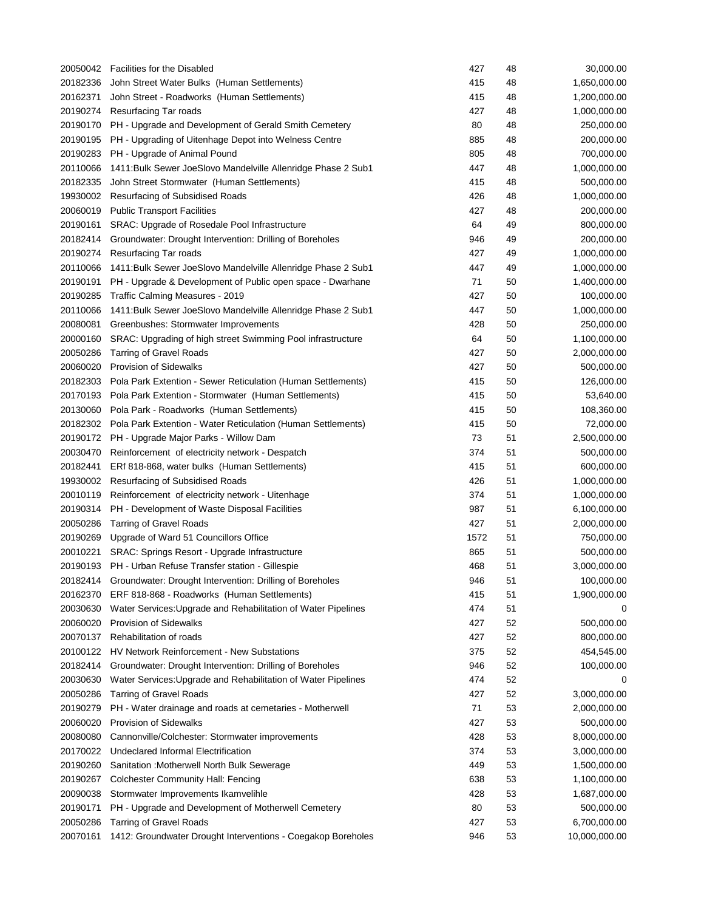| | | | | |
|---|---|---|---|---|
| 20050042 | Facilities for the Disabled | 427 | 48 | 30,000.00 |
| 20182336 | John Street Water Bulks (Human Settlements) | 415 | 48 | 1,650,000.00 |
| 20162371 | John Street - Roadworks (Human Settlements) | 415 | 48 | 1,200,000.00 |
| 20190274 | Resurfacing Tar roads | 427 | 48 | 1,000,000.00 |
| 20190170 | PH - Upgrade and Development of Gerald Smith Cemetery | 80 | 48 | 250,000.00 |
| 20190195 | PH - Upgrading of Uitenhage Depot into Welness Centre | 885 | 48 | 200,000.00 |
| 20190283 | PH - Upgrade of Animal Pound | 805 | 48 | 700,000.00 |
| 20110066 | 1411:Bulk Sewer JoeSlovo Mandelville Allenridge Phase 2 Sub1 | 447 | 48 | 1,000,000.00 |
| 20182335 | John Street Stormwater (Human Settlements) | 415 | 48 | 500,000.00 |
| 19930002 | Resurfacing of Subsidised Roads | 426 | 48 | 1,000,000.00 |
| 20060019 | Public Transport Facilities | 427 | 48 | 200,000.00 |
| 20190161 | SRAC: Upgrade of Rosedale Pool Infrastructure | 64 | 49 | 800,000.00 |
| 20182414 | Groundwater: Drought Intervention: Drilling of Boreholes | 946 | 49 | 200,000.00 |
| 20190274 | Resurfacing Tar roads | 427 | 49 | 1,000,000.00 |
| 20110066 | 1411:Bulk Sewer JoeSlovo Mandelville Allenridge Phase 2 Sub1 | 447 | 49 | 1,000,000.00 |
| 20190191 | PH - Upgrade & Development of Public open space - Dwarhane | 71 | 50 | 1,400,000.00 |
| 20190285 | Traffic Calming Measures - 2019 | 427 | 50 | 100,000.00 |
| 20110066 | 1411:Bulk Sewer JoeSlovo Mandelville Allenridge Phase 2 Sub1 | 447 | 50 | 1,000,000.00 |
| 20080081 | Greenbushes: Stormwater Improvements | 428 | 50 | 250,000.00 |
| 20000160 | SRAC: Upgrading of high street Swimming Pool infrastructure | 64 | 50 | 1,100,000.00 |
| 20050286 | Tarring of Gravel Roads | 427 | 50 | 2,000,000.00 |
| 20060020 | Provision of Sidewalks | 427 | 50 | 500,000.00 |
| 20182303 | Pola Park Extention - Sewer Reticulation (Human Settlements) | 415 | 50 | 126,000.00 |
| 20170193 | Pola Park Extention - Stormwater (Human Settlements) | 415 | 50 | 53,640.00 |
| 20130060 | Pola Park - Roadworks (Human Settlements) | 415 | 50 | 108,360.00 |
| 20182302 | Pola Park Extention - Water Reticulation (Human Settlements) | 415 | 50 | 72,000.00 |
| 20190172 | PH - Upgrade Major Parks - Willow Dam | 73 | 51 | 2,500,000.00 |
| 20030470 | Reinforcement of electricity network - Despatch | 374 | 51 | 500,000.00 |
| 20182441 | ERf 818-868, water bulks (Human Settlements) | 415 | 51 | 600,000.00 |
| 19930002 | Resurfacing of Subsidised Roads | 426 | 51 | 1,000,000.00 |
| 20010119 | Reinforcement of electricity network - Uitenhage | 374 | 51 | 1,000,000.00 |
| 20190314 | PH - Development of Waste Disposal Facilities | 987 | 51 | 6,100,000.00 |
| 20050286 | Tarring of Gravel Roads | 427 | 51 | 2,000,000.00 |
| 20190269 | Upgrade of Ward 51 Councillors Office | 1572 | 51 | 750,000.00 |
| 20010221 | SRAC: Springs Resort - Upgrade Infrastructure | 865 | 51 | 500,000.00 |
| 20190193 | PH - Urban Refuse Transfer station - Gillespie | 468 | 51 | 3,000,000.00 |
| 20182414 | Groundwater: Drought Intervention: Drilling of Boreholes | 946 | 51 | 100,000.00 |
| 20162370 | ERF 818-868 - Roadworks (Human Settlements) | 415 | 51 | 1,900,000.00 |
| 20030630 | Water Services:Upgrade and Rehabilitation of Water Pipelines | 474 | 51 | 0 |
| 20060020 | Provision of Sidewalks | 427 | 52 | 500,000.00 |
| 20070137 | Rehabilitation of roads | 427 | 52 | 800,000.00 |
| 20100122 | HV Network Reinforcement - New Substations | 375 | 52 | 454,545.00 |
| 20182414 | Groundwater: Drought Intervention: Drilling of Boreholes | 946 | 52 | 100,000.00 |
| 20030630 | Water Services:Upgrade and Rehabilitation of Water Pipelines | 474 | 52 | 0 |
| 20050286 | Tarring of Gravel Roads | 427 | 52 | 3,000,000.00 |
| 20190279 | PH - Water drainage and roads at cemetaries - Motherwell | 71 | 53 | 2,000,000.00 |
| 20060020 | Provision of Sidewalks | 427 | 53 | 500,000.00 |
| 20080080 | Cannonville/Colchester: Stormwater improvements | 428 | 53 | 8,000,000.00 |
| 20170022 | Undeclared Informal Electrification | 374 | 53 | 3,000,000.00 |
| 20190260 | Sanitation :Motherwell North Bulk Sewerage | 449 | 53 | 1,500,000.00 |
| 20190267 | Colchester Community Hall: Fencing | 638 | 53 | 1,100,000.00 |
| 20090038 | Stormwater Improvements Ikamvelihle | 428 | 53 | 1,687,000.00 |
| 20190171 | PH - Upgrade and Development of Motherwell Cemetery | 80 | 53 | 500,000.00 |
| 20050286 | Tarring of Gravel Roads | 427 | 53 | 6,700,000.00 |
| 20070161 | 1412: Groundwater Drought Interventions - Coegakop Boreholes | 946 | 53 | 10,000,000.00 |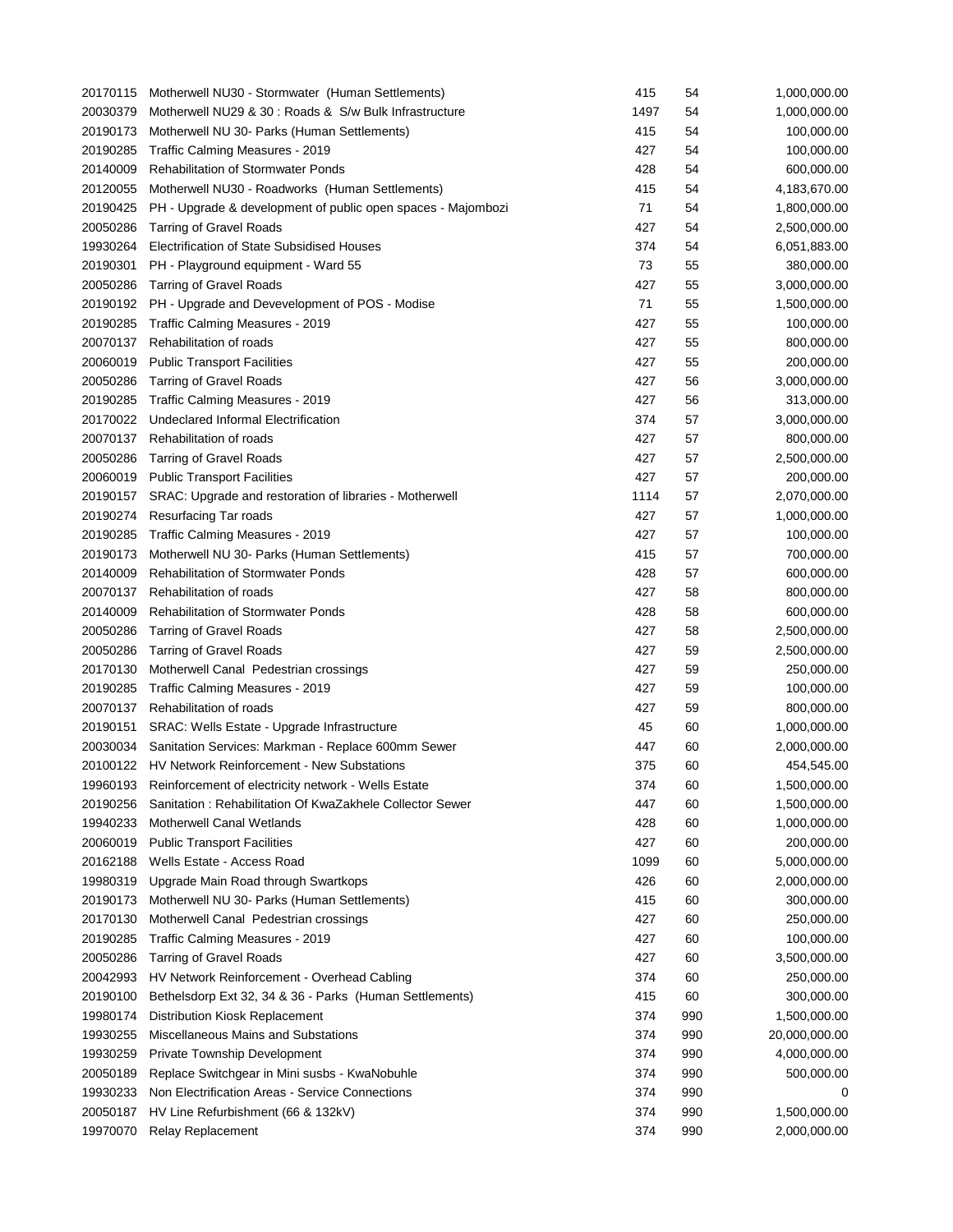| | | | | |
|---|---|---|---|---|
| 20170115 | Motherwell NU30 - Stormwater (Human Settlements) | 415 | 54 | 1,000,000.00 |
| 20030379 | Motherwell NU29 & 30 : Roads & S/w Bulk Infrastructure | 1497 | 54 | 1,000,000.00 |
| 20190173 | Motherwell NU 30- Parks (Human Settlements) | 415 | 54 | 100,000.00 |
| 20190285 | Traffic Calming Measures - 2019 | 427 | 54 | 100,000.00 |
| 20140009 | Rehabilitation of Stormwater Ponds | 428 | 54 | 600,000.00 |
| 20120055 | Motherwell NU30 - Roadworks (Human Settlements) | 415 | 54 | 4,183,670.00 |
| 20190425 | PH - Upgrade & development of public open spaces - Majombozi | 71 | 54 | 1,800,000.00 |
| 20050286 | Tarring of Gravel Roads | 427 | 54 | 2,500,000.00 |
| 19930264 | Electrification of State Subsidised Houses | 374 | 54 | 6,051,883.00 |
| 20190301 | PH - Playground equipment - Ward 55 | 73 | 55 | 380,000.00 |
| 20050286 | Tarring of Gravel Roads | 427 | 55 | 3,000,000.00 |
| 20190192 | PH - Upgrade and Devevelopment of POS - Modise | 71 | 55 | 1,500,000.00 |
| 20190285 | Traffic Calming Measures - 2019 | 427 | 55 | 100,000.00 |
| 20070137 | Rehabilitation of roads | 427 | 55 | 800,000.00 |
| 20060019 | Public Transport Facilities | 427 | 55 | 200,000.00 |
| 20050286 | Tarring of Gravel Roads | 427 | 56 | 3,000,000.00 |
| 20190285 | Traffic Calming Measures - 2019 | 427 | 56 | 313,000.00 |
| 20170022 | Undeclared Informal Electrification | 374 | 57 | 3,000,000.00 |
| 20070137 | Rehabilitation of roads | 427 | 57 | 800,000.00 |
| 20050286 | Tarring of Gravel Roads | 427 | 57 | 2,500,000.00 |
| 20060019 | Public Transport Facilities | 427 | 57 | 200,000.00 |
| 20190157 | SRAC: Upgrade and restoration of libraries - Motherwell | 1114 | 57 | 2,070,000.00 |
| 20190274 | Resurfacing Tar roads | 427 | 57 | 1,000,000.00 |
| 20190285 | Traffic Calming Measures - 2019 | 427 | 57 | 100,000.00 |
| 20190173 | Motherwell NU 30- Parks (Human Settlements) | 415 | 57 | 700,000.00 |
| 20140009 | Rehabilitation of Stormwater Ponds | 428 | 57 | 600,000.00 |
| 20070137 | Rehabilitation of roads | 427 | 58 | 800,000.00 |
| 20140009 | Rehabilitation of Stormwater Ponds | 428 | 58 | 600,000.00 |
| 20050286 | Tarring of Gravel Roads | 427 | 58 | 2,500,000.00 |
| 20050286 | Tarring of Gravel Roads | 427 | 59 | 2,500,000.00 |
| 20170130 | Motherwell Canal Pedestrian crossings | 427 | 59 | 250,000.00 |
| 20190285 | Traffic Calming Measures - 2019 | 427 | 59 | 100,000.00 |
| 20070137 | Rehabilitation of roads | 427 | 59 | 800,000.00 |
| 20190151 | SRAC: Wells Estate - Upgrade Infrastructure | 45 | 60 | 1,000,000.00 |
| 20030034 | Sanitation Services: Markman - Replace 600mm Sewer | 447 | 60 | 2,000,000.00 |
| 20100122 | HV Network Reinforcement - New Substations | 375 | 60 | 454,545.00 |
| 19960193 | Reinforcement of electricity network - Wells Estate | 374 | 60 | 1,500,000.00 |
| 20190256 | Sanitation : Rehabilitation Of KwaZakhele Collector Sewer | 447 | 60 | 1,500,000.00 |
| 19940233 | Motherwell Canal Wetlands | 428 | 60 | 1,000,000.00 |
| 20060019 | Public Transport Facilities | 427 | 60 | 200,000.00 |
| 20162188 | Wells Estate - Access Road | 1099 | 60 | 5,000,000.00 |
| 19980319 | Upgrade Main Road through Swartkops | 426 | 60 | 2,000,000.00 |
| 20190173 | Motherwell NU 30- Parks (Human Settlements) | 415 | 60 | 300,000.00 |
| 20170130 | Motherwell Canal Pedestrian crossings | 427 | 60 | 250,000.00 |
| 20190285 | Traffic Calming Measures - 2019 | 427 | 60 | 100,000.00 |
| 20050286 | Tarring of Gravel Roads | 427 | 60 | 3,500,000.00 |
| 20042993 | HV Network Reinforcement - Overhead Cabling | 374 | 60 | 250,000.00 |
| 20190100 | Bethelsdorp Ext 32, 34 & 36 - Parks (Human Settlements) | 415 | 60 | 300,000.00 |
| 19980174 | Distribution Kiosk Replacement | 374 | 990 | 1,500,000.00 |
| 19930255 | Miscellaneous Mains and Substations | 374 | 990 | 20,000,000.00 |
| 19930259 | Private Township Development | 374 | 990 | 4,000,000.00 |
| 20050189 | Replace Switchgear in Mini susbs - KwaNobuhle | 374 | 990 | 500,000.00 |
| 19930233 | Non Electrification Areas - Service Connections | 374 | 990 | 0 |
| 20050187 | HV Line Refurbishment (66 & 132kV) | 374 | 990 | 1,500,000.00 |
| 19970070 | Relay Replacement | 374 | 990 | 2,000,000.00 |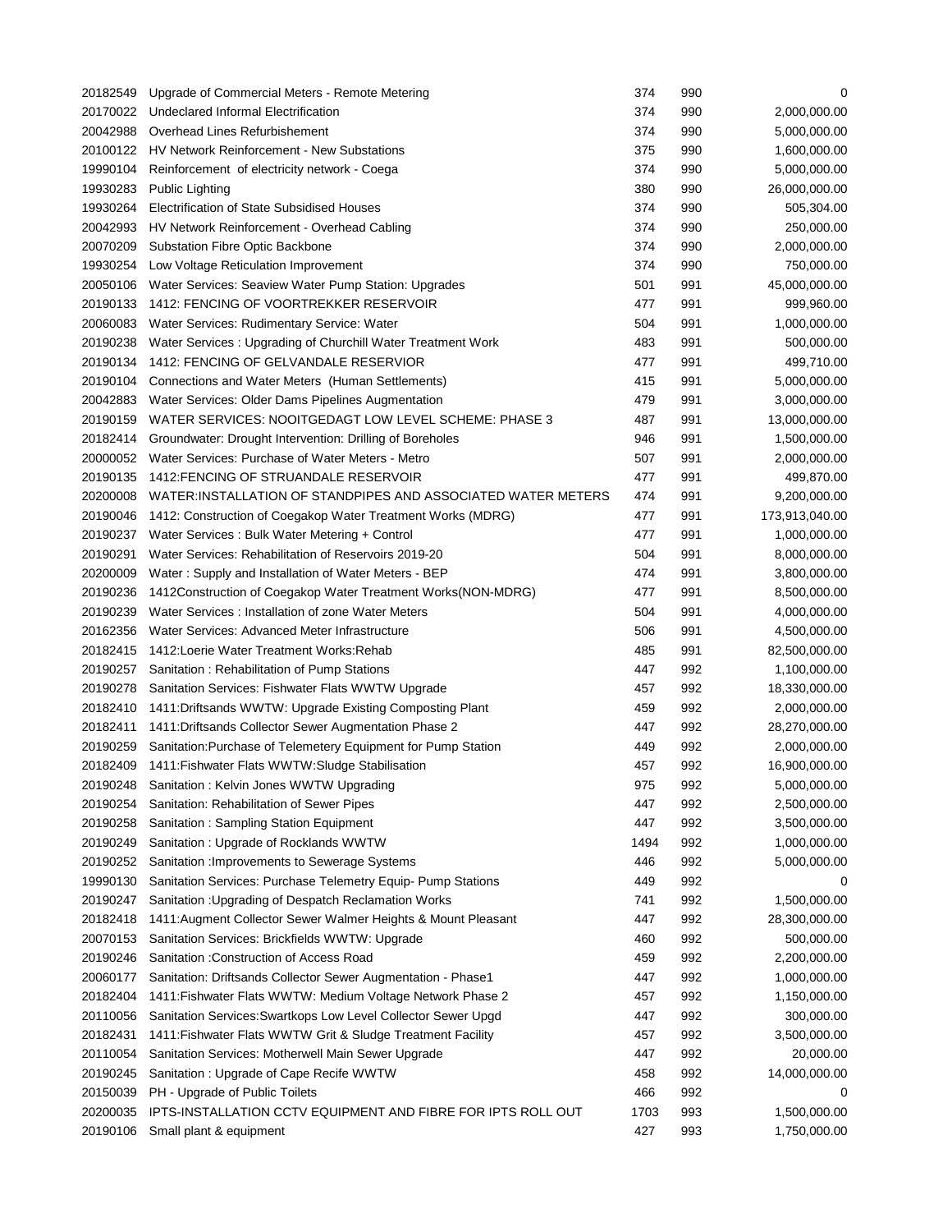| | | | | |
|---|---|---|---|---|
| 20182549 | Upgrade of Commercial Meters - Remote Metering | 374 | 990 | 0 |
| 20170022 | Undeclared Informal Electrification | 374 | 990 | 2,000,000.00 |
| 20042988 | Overhead Lines Refurbishement | 374 | 990 | 5,000,000.00 |
| 20100122 | HV Network Reinforcement - New Substations | 375 | 990 | 1,600,000.00 |
| 19990104 | Reinforcement of electricity network - Coega | 374 | 990 | 5,000,000.00 |
| 19930283 | Public Lighting | 380 | 990 | 26,000,000.00 |
| 19930264 | Electrification of State Subsidised Houses | 374 | 990 | 505,304.00 |
| 20042993 | HV Network Reinforcement - Overhead Cabling | 374 | 990 | 250,000.00 |
| 20070209 | Substation Fibre Optic Backbone | 374 | 990 | 2,000,000.00 |
| 19930254 | Low Voltage Reticulation Improvement | 374 | 990 | 750,000.00 |
| 20050106 | Water Services: Seaview Water Pump Station: Upgrades | 501 | 991 | 45,000,000.00 |
| 20190133 | 1412: FENCING OF VOORTREKKER RESERVOIR | 477 | 991 | 999,960.00 |
| 20060083 | Water Services: Rudimentary Service: Water | 504 | 991 | 1,000,000.00 |
| 20190238 | Water Services : Upgrading of Churchill Water Treatment Work | 483 | 991 | 500,000.00 |
| 20190134 | 1412: FENCING OF GELVANDALE RESERVIOR | 477 | 991 | 499,710.00 |
| 20190104 | Connections and Water Meters (Human Settlements) | 415 | 991 | 5,000,000.00 |
| 20042883 | Water Services: Older Dams Pipelines Augmentation | 479 | 991 | 3,000,000.00 |
| 20190159 | WATER SERVICES: NOOITGEDAGT LOW LEVEL SCHEME: PHASE 3 | 487 | 991 | 13,000,000.00 |
| 20182414 | Groundwater: Drought Intervention: Drilling of Boreholes | 946 | 991 | 1,500,000.00 |
| 20000052 | Water Services: Purchase of Water Meters - Metro | 507 | 991 | 2,000,000.00 |
| 20190135 | 1412:FENCING OF STRUANDALE RESERVOIR | 477 | 991 | 499,870.00 |
| 20200008 | WATER:INSTALLATION OF STANDPIPES AND ASSOCIATED WATER METERS | 474 | 991 | 9,200,000.00 |
| 20190046 | 1412: Construction of Coegakop Water Treatment Works (MDRG) | 477 | 991 | 173,913,040.00 |
| 20190237 | Water Services : Bulk Water Metering + Control | 477 | 991 | 1,000,000.00 |
| 20190291 | Water Services: Rehabilitation of Reservoirs 2019-20 | 504 | 991 | 8,000,000.00 |
| 20200009 | Water : Supply and Installation of Water Meters - BEP | 474 | 991 | 3,800,000.00 |
| 20190236 | 1412Construction of Coegakop Water Treatment Works(NON-MDRG) | 477 | 991 | 8,500,000.00 |
| 20190239 | Water Services : Installation of zone Water Meters | 504 | 991 | 4,000,000.00 |
| 20162356 | Water Services: Advanced Meter Infrastructure | 506 | 991 | 4,500,000.00 |
| 20182415 | 1412:Loerie Water Treatment Works:Rehab | 485 | 991 | 82,500,000.00 |
| 20190257 | Sanitation : Rehabilitation of Pump Stations | 447 | 992 | 1,100,000.00 |
| 20190278 | Sanitation Services: Fishwater Flats WWTW Upgrade | 457 | 992 | 18,330,000.00 |
| 20182410 | 1411:Driftsands WWTW: Upgrade Existing Composting Plant | 459 | 992 | 2,000,000.00 |
| 20182411 | 1411:Driftsands Collector Sewer Augmentation Phase 2 | 447 | 992 | 28,270,000.00 |
| 20190259 | Sanitation:Purchase of Telemetery Equipment for Pump Station | 449 | 992 | 2,000,000.00 |
| 20182409 | 1411:Fishwater Flats WWTW:Sludge Stabilisation | 457 | 992 | 16,900,000.00 |
| 20190248 | Sanitation : Kelvin Jones WWTW Upgrading | 975 | 992 | 5,000,000.00 |
| 20190254 | Sanitation: Rehabilitation of Sewer Pipes | 447 | 992 | 2,500,000.00 |
| 20190258 | Sanitation : Sampling Station Equipment | 447 | 992 | 3,500,000.00 |
| 20190249 | Sanitation : Upgrade of Rocklands WWTW | 1494 | 992 | 1,000,000.00 |
| 20190252 | Sanitation :Improvements to Sewerage Systems | 446 | 992 | 5,000,000.00 |
| 19990130 | Sanitation Services: Purchase Telemetry Equip- Pump Stations | 449 | 992 | 0 |
| 20190247 | Sanitation :Upgrading of Despatch Reclamation Works | 741 | 992 | 1,500,000.00 |
| 20182418 | 1411:Augment Collector Sewer Walmer Heights & Mount Pleasant | 447 | 992 | 28,300,000.00 |
| 20070153 | Sanitation Services: Brickfields WWTW: Upgrade | 460 | 992 | 500,000.00 |
| 20190246 | Sanitation :Construction of Access Road | 459 | 992 | 2,200,000.00 |
| 20060177 | Sanitation: Driftsands Collector Sewer Augmentation - Phase1 | 447 | 992 | 1,000,000.00 |
| 20182404 | 1411:Fishwater Flats WWTW: Medium Voltage Network Phase 2 | 457 | 992 | 1,150,000.00 |
| 20110056 | Sanitation Services:Swartkops Low Level Collector Sewer Upgd | 447 | 992 | 300,000.00 |
| 20182431 | 1411:Fishwater Flats WWTW Grit & Sludge Treatment Facility | 457 | 992 | 3,500,000.00 |
| 20110054 | Sanitation Services: Motherwell Main Sewer Upgrade | 447 | 992 | 20,000.00 |
| 20190245 | Sanitation : Upgrade of Cape Recife WWTW | 458 | 992 | 14,000,000.00 |
| 20150039 | PH - Upgrade of Public Toilets | 466 | 992 | 0 |
| 20200035 | IPTS-INSTALLATION CCTV EQUIPMENT AND FIBRE FOR IPTS ROLL OUT | 1703 | 993 | 1,500,000.00 |
| 20190106 | Small plant & equipment | 427 | 993 | 1,750,000.00 |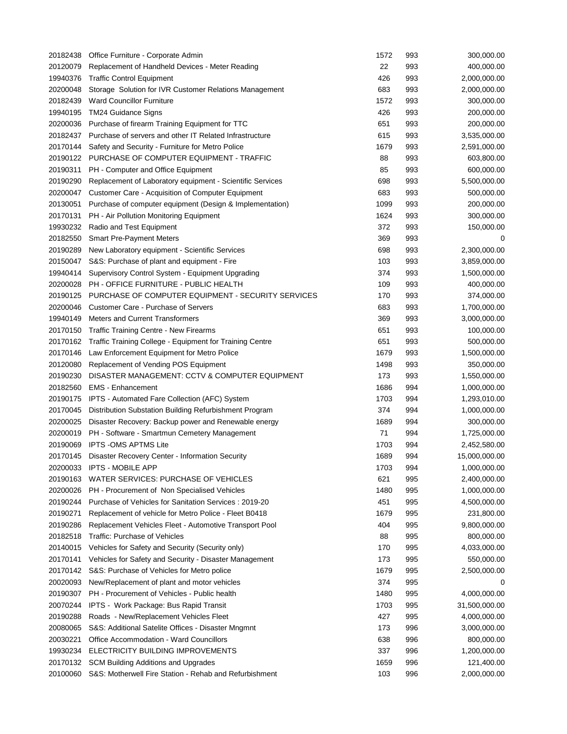| | | | | |
|---|---|---|---|---|
| 20182438 | Office Furniture - Corporate Admin | 1572 | 993 | 300,000.00 |
| 20120079 | Replacement of Handheld Devices - Meter Reading | 22 | 993 | 400,000.00 |
| 19940376 | Traffic Control Equipment | 426 | 993 | 2,000,000.00 |
| 20200048 | Storage Solution for IVR Customer Relations Management | 683 | 993 | 2,000,000.00 |
| 20182439 | Ward Councillor Furniture | 1572 | 993 | 300,000.00 |
| 19940195 | TM24 Guidance Signs | 426 | 993 | 200,000.00 |
| 20200036 | Purchase of firearm Training Equipment for TTC | 651 | 993 | 200,000.00 |
| 20182437 | Purchase of servers and other IT Related Infrastructure | 615 | 993 | 3,535,000.00 |
| 20170144 | Safety and Security - Furniture for Metro Police | 1679 | 993 | 2,591,000.00 |
| 20190122 | PURCHASE OF COMPUTER EQUIPMENT - TRAFFIC | 88 | 993 | 603,800.00 |
| 20190311 | PH - Computer and Office Equipment | 85 | 993 | 600,000.00 |
| 20190290 | Replacement of Laboratory equipment - Scientific Services | 698 | 993 | 5,500,000.00 |
| 20200047 | Customer Care - Acquisition of Computer Equipment | 683 | 993 | 500,000.00 |
| 20130051 | Purchase of computer equipment (Design & Implementation) | 1099 | 993 | 200,000.00 |
| 20170131 | PH - Air Pollution Monitoring Equipment | 1624 | 993 | 300,000.00 |
| 19930232 | Radio and Test Equipment | 372 | 993 | 150,000.00 |
| 20182550 | Smart Pre-Payment Meters | 369 | 993 | 0 |
| 20190289 | New Laboratory equipment - Scientific Services | 698 | 993 | 2,300,000.00 |
| 20150047 | S&S: Purchase of plant and equipment - Fire | 103 | 993 | 3,859,000.00 |
| 19940414 | Supervisory Control System - Equipment Upgrading | 374 | 993 | 1,500,000.00 |
| 20200028 | PH - OFFICE FURNITURE - PUBLIC HEALTH | 109 | 993 | 400,000.00 |
| 20190125 | PURCHASE OF COMPUTER EQUIPMENT - SECURITY SERVICES | 170 | 993 | 374,000.00 |
| 20200046 | Customer Care - Purchase of Servers | 683 | 993 | 1,700,000.00 |
| 19940149 | Meters and Current Transformers | 369 | 993 | 3,000,000.00 |
| 20170150 | Traffic Training Centre - New Firearms | 651 | 993 | 100,000.00 |
| 20170162 | Traffic Training College - Equipment for Training Centre | 651 | 993 | 500,000.00 |
| 20170146 | Law Enforcement Equipment for Metro Police | 1679 | 993 | 1,500,000.00 |
| 20120080 | Replacement of Vending POS Equipment | 1498 | 993 | 350,000.00 |
| 20190230 | DISASTER MANAGEMENT: CCTV & COMPUTER EQUIPMENT | 173 | 993 | 1,550,000.00 |
| 20182560 | EMS - Enhancement | 1686 | 994 | 1,000,000.00 |
| 20190175 | IPTS - Automated Fare Collection (AFC) System | 1703 | 994 | 1,293,010.00 |
| 20170045 | Distribution Substation Building Refurbishment Program | 374 | 994 | 1,000,000.00 |
| 20200025 | Disaster Recovery: Backup power and Renewable energy | 1689 | 994 | 300,000.00 |
| 20200019 | PH - Software - Smartmun Cemetery Management | 71 | 994 | 1,725,000.00 |
| 20190069 | IPTS -OMS APTMS Lite | 1703 | 994 | 2,452,580.00 |
| 20170145 | Disaster Recovery Center - Information Security | 1689 | 994 | 15,000,000.00 |
| 20200033 | IPTS - MOBILE APP | 1703 | 994 | 1,000,000.00 |
| 20190163 | WATER SERVICES: PURCHASE OF VEHICLES | 621 | 995 | 2,400,000.00 |
| 20200026 | PH - Procurement of Non Specialised Vehicles | 1480 | 995 | 1,000,000.00 |
| 20190244 | Purchase of Vehicles for Sanitation Services : 2019-20 | 451 | 995 | 4,500,000.00 |
| 20190271 | Replacement of vehicle for Metro Police - Fleet B0418 | 1679 | 995 | 231,800.00 |
| 20190286 | Replacement Vehicles Fleet - Automotive Transport Pool | 404 | 995 | 9,800,000.00 |
| 20182518 | Traffic: Purchase of Vehicles | 88 | 995 | 800,000.00 |
| 20140015 | Vehicles for Safety and Security (Security only) | 170 | 995 | 4,033,000.00 |
| 20170141 | Vehicles for Safety and Security - Disaster Management | 173 | 995 | 550,000.00 |
| 20170142 | S&S: Purchase of Vehicles for Metro police | 1679 | 995 | 2,500,000.00 |
| 20020093 | New/Replacement of plant and motor vehicles | 374 | 995 | 0 |
| 20190307 | PH - Procurement of Vehicles - Public health | 1480 | 995 | 4,000,000.00 |
| 20070244 | IPTS - Work Package: Bus Rapid Transit | 1703 | 995 | 31,500,000.00 |
| 20190288 | Roads - New/Replacement Vehicles Fleet | 427 | 995 | 4,000,000.00 |
| 20080065 | S&S: Additional Satelite Offices - Disaster Mngmnt | 173 | 996 | 3,000,000.00 |
| 20030221 | Office Accommodation - Ward Councillors | 638 | 996 | 800,000.00 |
| 19930234 | ELECTRICITY BUILDING IMPROVEMENTS | 337 | 996 | 1,200,000.00 |
| 20170132 | SCM Building Additions and Upgrades | 1659 | 996 | 121,400.00 |
| 20100060 | S&S: Motherwell Fire Station - Rehab and Refurbishment | 103 | 996 | 2,000,000.00 |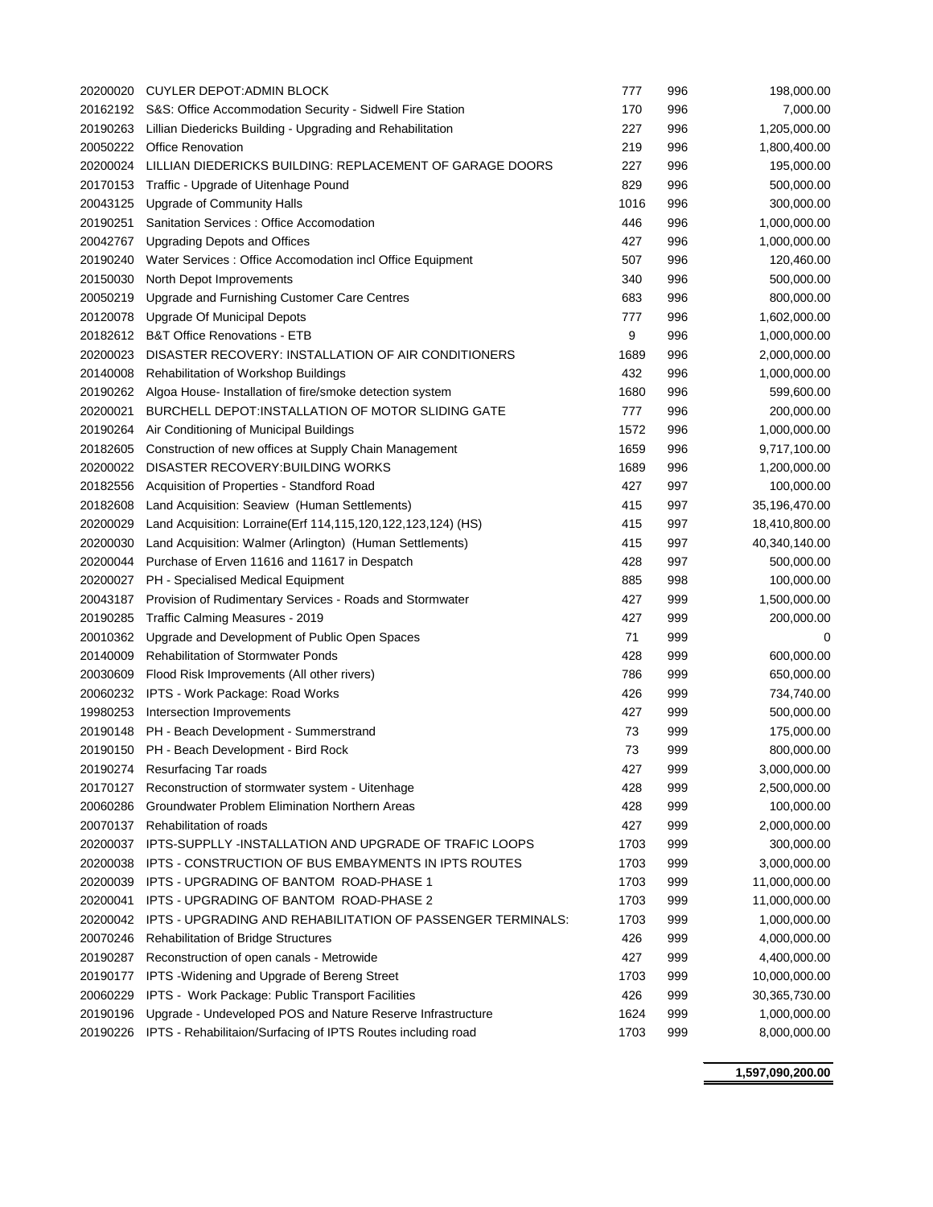| | | | | |
|---|---|---|---|---|
| 20200020 | CUYLER DEPOT:ADMIN BLOCK | 777 | 996 | 198,000.00 |
| 20162192 | S&S: Office Accommodation Security - Sidwell Fire Station | 170 | 996 | 7,000.00 |
| 20190263 | Lillian Diedericks Building - Upgrading and Rehabilitation | 227 | 996 | 1,205,000.00 |
| 20050222 | Office Renovation | 219 | 996 | 1,800,400.00 |
| 20200024 | LILLIAN DIEDERICKS BUILDING: REPLACEMENT OF GARAGE DOORS | 227 | 996 | 195,000.00 |
| 20170153 | Traffic - Upgrade of Uitenhage Pound | 829 | 996 | 500,000.00 |
| 20043125 | Upgrade of Community Halls | 1016 | 996 | 300,000.00 |
| 20190251 | Sanitation Services : Office Accomodation | 446 | 996 | 1,000,000.00 |
| 20042767 | Upgrading Depots and Offices | 427 | 996 | 1,000,000.00 |
| 20190240 | Water Services : Office Accomodation incl Office Equipment | 507 | 996 | 120,460.00 |
| 20150030 | North Depot Improvements | 340 | 996 | 500,000.00 |
| 20050219 | Upgrade and Furnishing Customer Care Centres | 683 | 996 | 800,000.00 |
| 20120078 | Upgrade Of Municipal Depots | 777 | 996 | 1,602,000.00 |
| 20182612 | B&T Office Renovations - ETB | 9 | 996 | 1,000,000.00 |
| 20200023 | DISASTER RECOVERY: INSTALLATION OF AIR CONDITIONERS | 1689 | 996 | 2,000,000.00 |
| 20140008 | Rehabilitation of Workshop Buildings | 432 | 996 | 1,000,000.00 |
| 20190262 | Algoa House- Installation of fire/smoke detection system | 1680 | 996 | 599,600.00 |
| 20200021 | BURCHELL DEPOT:INSTALLATION OF MOTOR SLIDING GATE | 777 | 996 | 200,000.00 |
| 20190264 | Air Conditioning of Municipal Buildings | 1572 | 996 | 1,000,000.00 |
| 20182605 | Construction of new offices at Supply Chain Management | 1659 | 996 | 9,717,100.00 |
| 20200022 | DISASTER RECOVERY:BUILDING WORKS | 1689 | 996 | 1,200,000.00 |
| 20182556 | Acquisition of Properties - Standford Road | 427 | 997 | 100,000.00 |
| 20182608 | Land Acquisition: Seaview (Human Settlements) | 415 | 997 | 35,196,470.00 |
| 20200029 | Land Acquisition: Lorraine(Erf 114,115,120,122,123,124) (HS) | 415 | 997 | 18,410,800.00 |
| 20200030 | Land Acquisition: Walmer (Arlington) (Human Settlements) | 415 | 997 | 40,340,140.00 |
| 20200044 | Purchase of Erven 11616 and 11617 in Despatch | 428 | 997 | 500,000.00 |
| 20200027 | PH - Specialised Medical Equipment | 885 | 998 | 100,000.00 |
| 20043187 | Provision of Rudimentary Services - Roads and Stormwater | 427 | 999 | 1,500,000.00 |
| 20190285 | Traffic Calming Measures - 2019 | 427 | 999 | 200,000.00 |
| 20010362 | Upgrade and Development of Public Open Spaces | 71 | 999 | 0 |
| 20140009 | Rehabilitation of Stormwater Ponds | 428 | 999 | 600,000.00 |
| 20030609 | Flood Risk Improvements (All other rivers) | 786 | 999 | 650,000.00 |
| 20060232 | IPTS - Work Package: Road Works | 426 | 999 | 734,740.00 |
| 19980253 | Intersection Improvements | 427 | 999 | 500,000.00 |
| 20190148 | PH - Beach Development - Summerstrand | 73 | 999 | 175,000.00 |
| 20190150 | PH - Beach Development - Bird Rock | 73 | 999 | 800,000.00 |
| 20190274 | Resurfacing Tar roads | 427 | 999 | 3,000,000.00 |
| 20170127 | Reconstruction of stormwater system - Uitenhage | 428 | 999 | 2,500,000.00 |
| 20060286 | Groundwater Problem Elimination Northern Areas | 428 | 999 | 100,000.00 |
| 20070137 | Rehabilitation of roads | 427 | 999 | 2,000,000.00 |
| 20200037 | IPTS-SUPPLLY -INSTALLATION AND UPGRADE OF TRAFIC LOOPS | 1703 | 999 | 300,000.00 |
| 20200038 | IPTS - CONSTRUCTION OF BUS EMBAYMENTS IN IPTS ROUTES | 1703 | 999 | 3,000,000.00 |
| 20200039 | IPTS - UPGRADING OF BANTOM ROAD-PHASE 1 | 1703 | 999 | 11,000,000.00 |
| 20200041 | IPTS - UPGRADING OF BANTOM ROAD-PHASE 2 | 1703 | 999 | 11,000,000.00 |
| 20200042 | IPTS - UPGRADING AND REHABILITATION OF PASSENGER TERMINALS: | 1703 | 999 | 1,000,000.00 |
| 20070246 | Rehabilitation of Bridge Structures | 426 | 999 | 4,000,000.00 |
| 20190287 | Reconstruction of open canals - Metrowide | 427 | 999 | 4,400,000.00 |
| 20190177 | IPTS -Widening and Upgrade of Bereng Street | 1703 | 999 | 10,000,000.00 |
| 20060229 | IPTS - Work Package: Public Transport Facilities | 426 | 999 | 30,365,730.00 |
| 20190196 | Upgrade - Undeveloped POS and Nature Reserve Infrastructure | 1624 | 999 | 1,000,000.00 |
| 20190226 | IPTS - Rehabilitaion/Surfacing of IPTS Routes including road | 1703 | 999 | 8,000,000.00 |
| | | | | **1,597,090,200.00** |